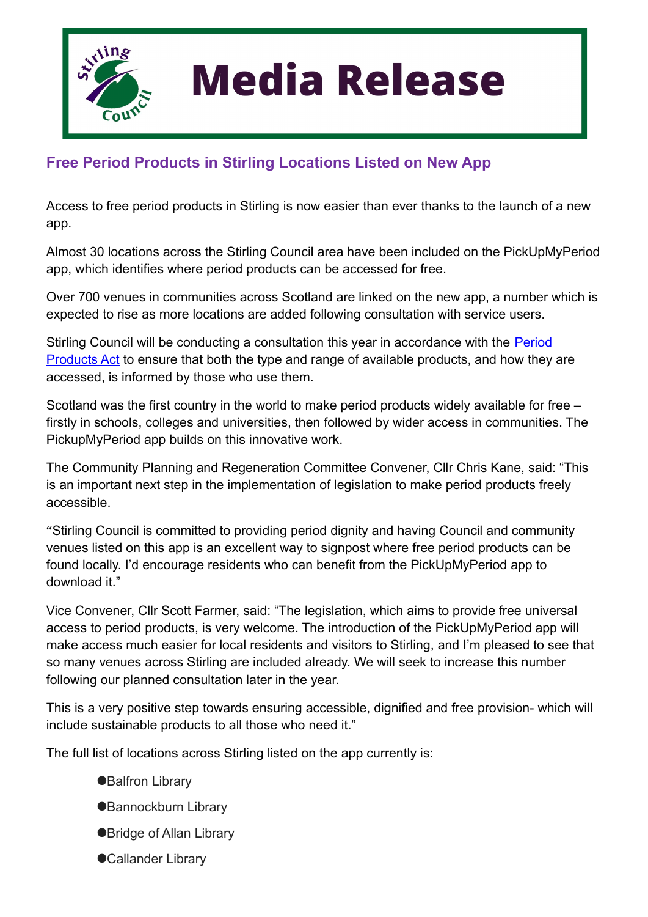# Media Release

## Free Period Products in Stirling Locations Listed on New App

Access to free period products in Stirling is now easier than ever thanks to the launch of a new app.

Almost 30 locations across the Stirling Council area have been included on the PickUpMyPeriod app, which identifies where period products can be accessed for free.

Over 700 venues in communities across Scotland are linked on the new app, a number which is expected to rise as more locations are added following consultation with service users.

Stirling Council will be conducting a consultation this year in accordance with the [Period Products Act]() to ensure that both the type and range of available products, and how they are accessed, is informed by those who use them.

Scotland was the first country in the world to make period products widely available for free – firstly in schools, colleges and universities, then followed by wider access in communities. The PickupMyPeriod app builds on this innovative work.

The Community Planning and Regeneration Committee Convener, Cllr Chris Kane, said: "This is an important next step in the implementation of legislation to make period products freely accessible.

"Stirling Council is committed to providing period dignity and having Council and community venues listed on this app is an excellent way to signpost where free period products can be found locally. I'd encourage residents who can benefit from the PickUpMyPeriod app to download it."

Vice Convener, Cllr Scott Farmer, said: "The legislation, which aims to provide free universal access to period products, is very welcome. The introduction of the PickUpMyPeriod app will make access much easier for local residents and visitors to Stirling, and I'm pleased to see that so many venues across Stirling are included already. We will seek to increase this number following our planned consultation later in the year.

This is a very positive step towards ensuring accessible, dignified and free provision- which will include sustainable products to all those who need it."

The full list of locations across Stirling listed on the app currently is:

- Balfron Library
- Bannockburn Library
- Bridge of Allan Library
- Callander Library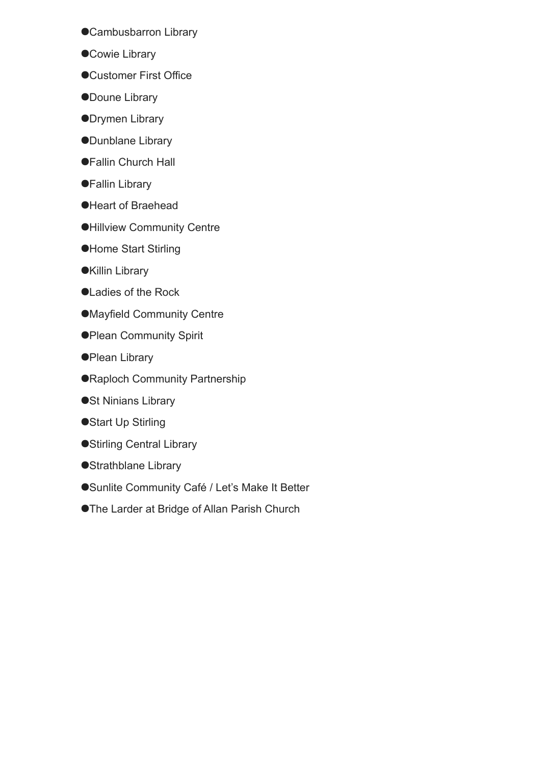- Cambusbarron Library
- Cowie Library
- Customer First Office
- Doune Library
- Drymen Library
- Dunblane Library
- Fallin Church Hall
- Fallin Library
- Heart of Braehead
- Hillview Community Centre
- Home Start Stirling
- Killin Library
- Ladies of the Rock
- Mayfield Community Centre
- Plean Community Spirit
- Plean Library
- Raploch Community Partnership
- St Ninians Library
- Start Up Stirling
- Stirling Central Library
- Strathblane Library
- Sunlite Community Café / Let's Make It Better
- The Larder at Bridge of Allan Parish Church